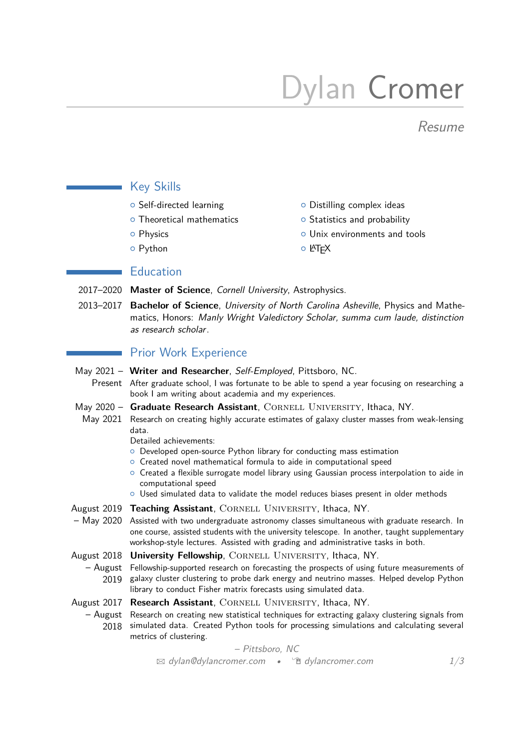# Dylan Cromer

*Resume*

## Key Skills

- Self-directed learning
- Theoretical mathematics
- Physics
- Python
- Distilling complex ideas
- Statistics and probability
- Unix environments and tools
- LaTeX

## Education

2017–2020 **Master of Science**, *Cornell University*, Astrophysics.

2013–2017 **Bachelor of Science**, *University of North Carolina Asheville*, Physics and Mathematics, Honors: *Manly Wright Valedictory Scholar, summa cum laude, distinction as research scholar*.

## Prior Work Experience

May 2021 – Present **Writer and Researcher**, *Self-Employed*, Pittsboro, NC.
After graduate school, I was fortunate to be able to spend a year focusing on researching a book I am writing about academia and my experiences.

May 2020 – May 2021 **Graduate Research Assistant**, Cornell University, Ithaca, NY.
Research on creating highly accurate estimates of galaxy cluster masses from weak-lensing data.
Detailed achievements:
- Developed open-source Python library for conducting mass estimation
- Created novel mathematical formula to aide in computational speed
- Created a flexible surrogate model library using Gaussian process interpolation to aide in computational speed
- Used simulated data to validate the model reduces biases present in older methods

August 2019 – May 2020 **Teaching Assistant**, Cornell University, Ithaca, NY.
Assisted with two undergraduate astronomy classes simultaneous with graduate research. In one course, assisted students with the university telescope. In another, taught supplementary workshop-style lectures. Assisted with grading and administrative tasks in both.

August 2018 – August 2019 **University Fellowship**, Cornell University, Ithaca, NY.
Fellowship-supported research on forecasting the prospects of using future measurements of galaxy cluster clustering to probe dark energy and neutrino masses. Helped develop Python library to conduct Fisher matrix forecasts using simulated data.

August 2017 – August 2018 **Research Assistant**, Cornell University, Ithaca, NY.
Research on creating new statistical techniques for extracting galaxy clustering signals from simulated data. Created Python tools for processing simulations and calculating several metrics of clustering.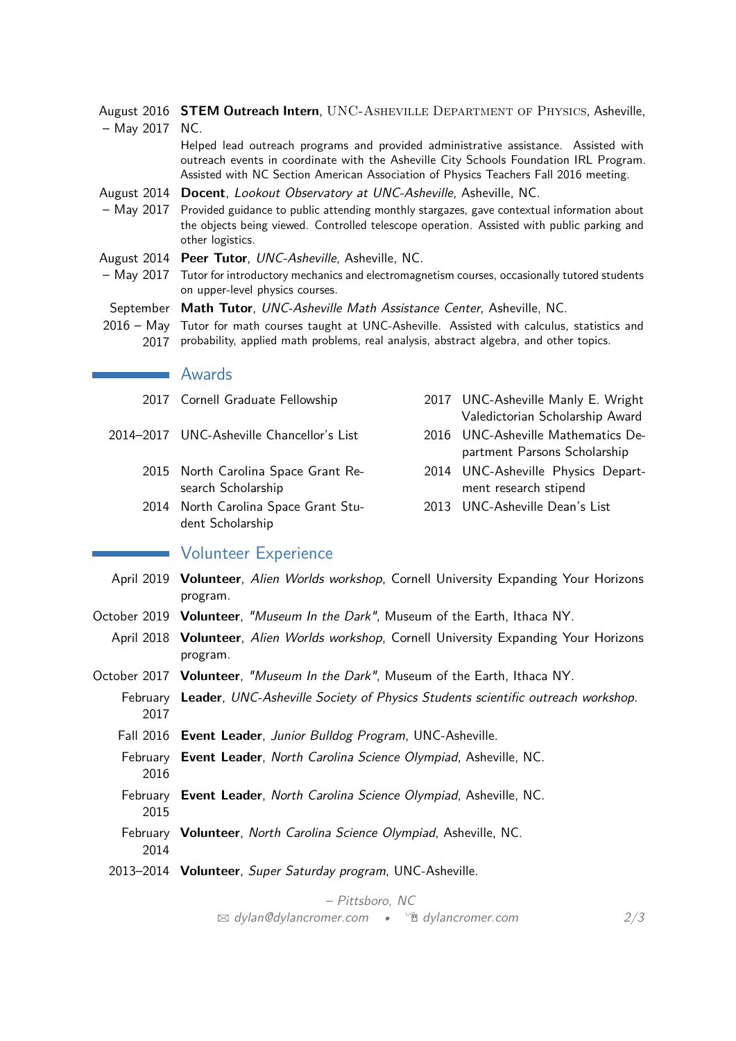**August 2016 – May 2017** — **STEM Outreach Intern**, UNC-Asheville Department of Physics, Asheville, NC.
Helped lead outreach programs and provided administrative assistance. Assisted with outreach events in coordinate with the Asheville City Schools Foundation IRL Program. Assisted with NC Section American Association of Physics Teachers Fall 2016 meeting.

**August 2014 – May 2017** — **Docent**, *Lookout Observatory at UNC-Asheville*, Asheville, NC.
Provided guidance to public attending monthly stargazes, gave contextual information about the objects being viewed. Controlled telescope operation. Assisted with public parking and other logistics.

**August 2014 – May 2017** — **Peer Tutor**, *UNC-Asheville*, Asheville, NC.
Tutor for introductory mechanics and electromagnetism courses, occasionally tutored students on upper-level physics courses.

**September 2016 – May 2017** — **Math Tutor**, *UNC-Asheville Math Assistance Center*, Asheville, NC.
Tutor for math courses taught at UNC-Asheville. Assisted with calculus, statistics and probability, applied math problems, real analysis, abstract algebra, and other topics.

## Awards

- 2017 — Cornell Graduate Fellowship
- 2014–2017 — UNC-Asheville Chancellor's List
- 2015 — North Carolina Space Grant Research Scholarship
- 2014 — North Carolina Space Grant Student Scholarship
- 2017 — UNC-Asheville Manly E. Wright Valedictorian Scholarship Award
- 2016 — UNC-Asheville Mathematics Department Parsons Scholarship
- 2014 — UNC-Asheville Physics Department research stipend
- 2013 — UNC-Asheville Dean's List

## Volunteer Experience

- **April 2019** — **Volunteer**, *Alien Worlds workshop*, Cornell University Expanding Your Horizons program.
- **October 2019** — **Volunteer**, *"Museum In the Dark"*, Museum of the Earth, Ithaca NY.
- **April 2018** — **Volunteer**, *Alien Worlds workshop*, Cornell University Expanding Your Horizons program.
- **October 2017** — **Volunteer**, *"Museum In the Dark"*, Museum of the Earth, Ithaca NY.
- **February 2017** — **Leader**, *UNC-Asheville Society of Physics Students scientific outreach workshop*.
- **Fall 2016** — **Event Leader**, *Junior Bulldog Program*, UNC-Asheville.
- **February 2016** — **Event Leader**, *North Carolina Science Olympiad*, Asheville, NC.
- **February 2015** — **Event Leader**, *North Carolina Science Olympiad*, Asheville, NC.
- **February 2014** — **Volunteer**, *North Carolina Science Olympiad*, Asheville, NC.
- **2013–2014** — **Volunteer**, *Super Saturday program*, UNC-Asheville.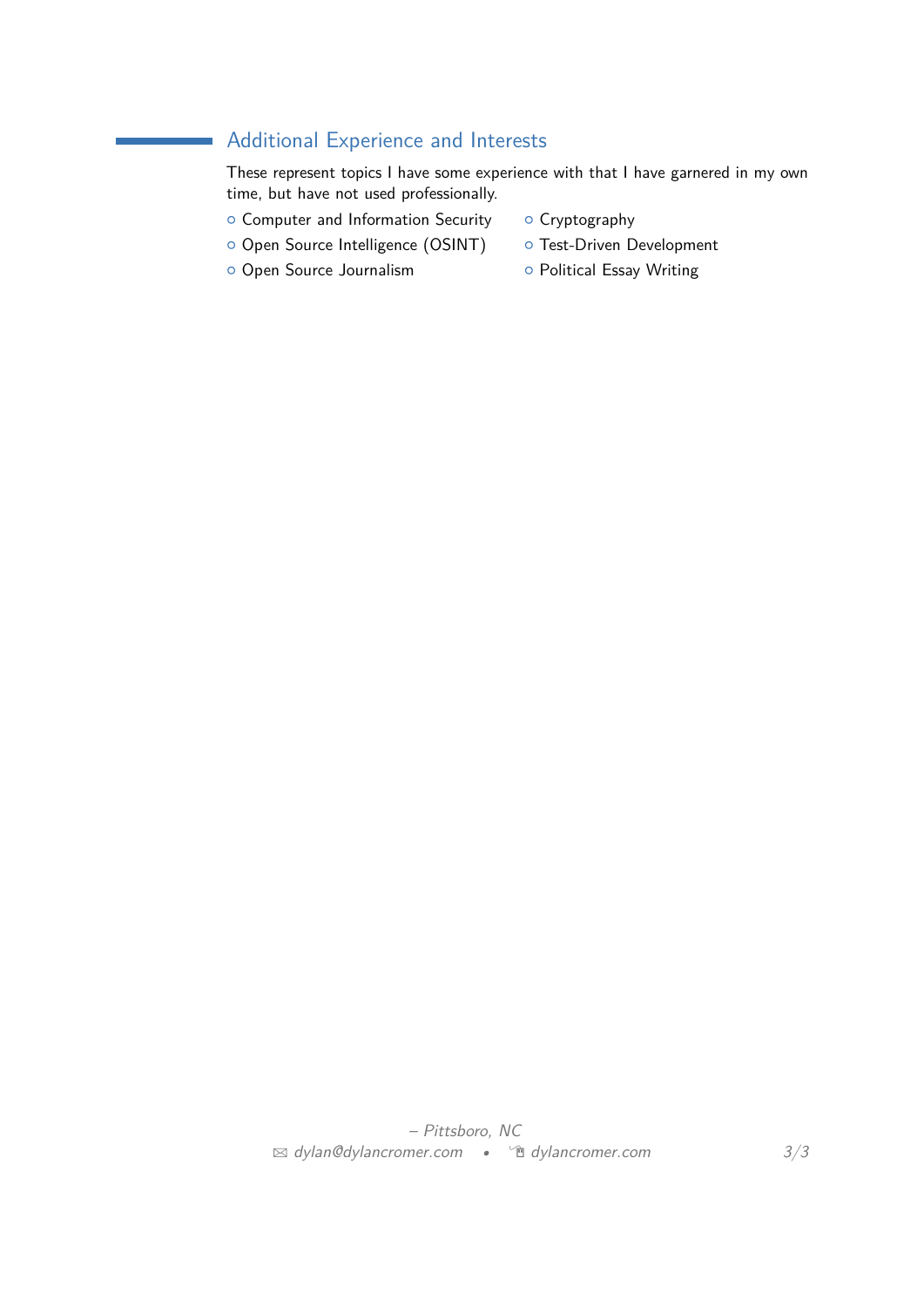## Additional Experience and Interests

These represent topics I have some experience with that I have garnered in my own time, but have not used professionally.

- Computer and Information Security
- Cryptography
- Open Source Intelligence (OSINT)
- Test-Driven Development
- Open Source Journalism
- Political Essay Writing